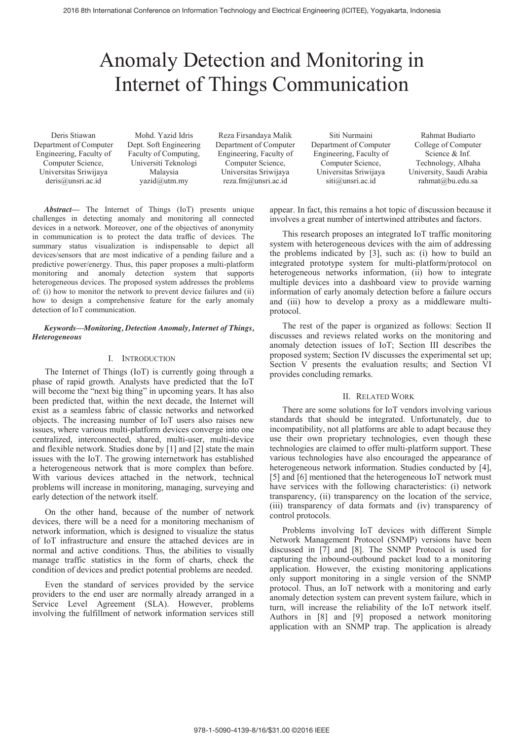# Anomaly Detection and Monitoring in Internet of Things Communication

Deris Stiawan
Department of Computer Engineering, Faculty of Computer Science, Universitas Sriwijaya
deris@unsri.ac.id

Mohd. Yazid Idris
Dept. Soft Engineering Faculty of Computing, Universiti Teknologi Malaysia
yazid@utm.my

Reza Firsandaya Malik
Department of Computer Engineering, Faculty of Computer Science, Universitas Sriwijaya
reza.fm@unsri.ac.id

Siti Nurmaini
Department of Computer Engineering, Faculty of Computer Science, Universitas Sriwijaya
siti@unsri.ac.id

Rahmat Budiarto
College of Computer Science & Inf. Technology, Albaha University, Saudi Arabia
rahmat@bu.edu.sa

***Abstract*—** The Internet of Things (IoT) presents unique challenges in detecting anomaly and monitoring all connected devices in a network. Moreover, one of the objectives of anonymity in communication is to protect the data traffic of devices. The summary status visualization is indispensable to depict all devices/sensors that are most indicative of a pending failure and a predictive power/energy. Thus, this paper proposes a multi-platform monitoring and anomaly detection system that supports heterogeneous devices. The proposed system addresses the problems of: (i) how to monitor the network to prevent device failures and (ii) how to design a comprehensive feature for the early anomaly detection of IoT communication.

***Keywords—Monitoring, Detection Anomaly, Internet of Things, Heterogeneous***

## I. Introduction

The Internet of Things (IoT) is currently going through a phase of rapid growth. Analysts have predicted that the IoT will become the "next big thing" in upcoming years. It has also been predicted that, within the next decade, the Internet will exist as a seamless fabric of classic networks and networked objects. The increasing number of IoT users also raises new issues, where various multi-platform devices converge into one centralized, interconnected, shared, multi-user, multi-device and flexible network. Studies done by [1] and [2] state the main issues with the IoT. The growing internetwork has established a heterogeneous network that is more complex than before. With various devices attached in the network, technical problems will increase in monitoring, managing, surveying and early detection of the network itself.

On the other hand, because of the number of network devices, there will be a need for a monitoring mechanism of network information, which is designed to visualize the status of IoT infrastructure and ensure the attached devices are in normal and active conditions. Thus, the abilities to visually manage traffic statistics in the form of charts, check the condition of devices and predict potential problems are needed.

Even the standard of services provided by the service providers to the end user are normally already arranged in a Service Level Agreement (SLA). However, problems involving the fulfillment of network information services still appear. In fact, this remains a hot topic of discussion because it involves a great number of intertwined attributes and factors.

This research proposes an integrated IoT traffic monitoring system with heterogeneous devices with the aim of addressing the problems indicated by [3], such as: (i) how to build an integrated prototype system for multi-platform/protocol on heterogeneous networks information, (ii) how to integrate multiple devices into a dashboard view to provide warning information of early anomaly detection before a failure occurs and (iii) how to develop a proxy as a middleware multi-protocol.

The rest of the paper is organized as follows: Section II discusses and reviews related works on the monitoring and anomaly detection issues of IoT; Section III describes the proposed system; Section IV discusses the experimental set up; Section V presents the evaluation results; and Section VI provides concluding remarks.

## II. Related Work

There are some solutions for IoT vendors involving various standards that should be integrated. Unfortunately, due to incompatibility, not all platforms are able to adapt because they use their own proprietary technologies, even though these technologies are claimed to offer multi-platform support. These various technologies have also encouraged the appearance of heterogeneous network information. Studies conducted by [4], [5] and [6] mentioned that the heterogeneous IoT network must have services with the following characteristics: (i) network transparency, (ii) transparency on the location of the service, (iii) transparency of data formats and (iv) transparency of control protocols.

Problems involving IoT devices with different Simple Network Management Protocol (SNMP) versions have been discussed in [7] and [8]. The SNMP Protocol is used for capturing the inbound-outbound packet load to a monitoring application. However, the existing monitoring applications only support monitoring in a single version of the SNMP protocol. Thus, an IoT network with a monitoring and early anomaly detection system can prevent system failure, which in turn, will increase the reliability of the IoT network itself. Authors in [8] and [9] proposed a network monitoring application with an SNMP trap. The application is already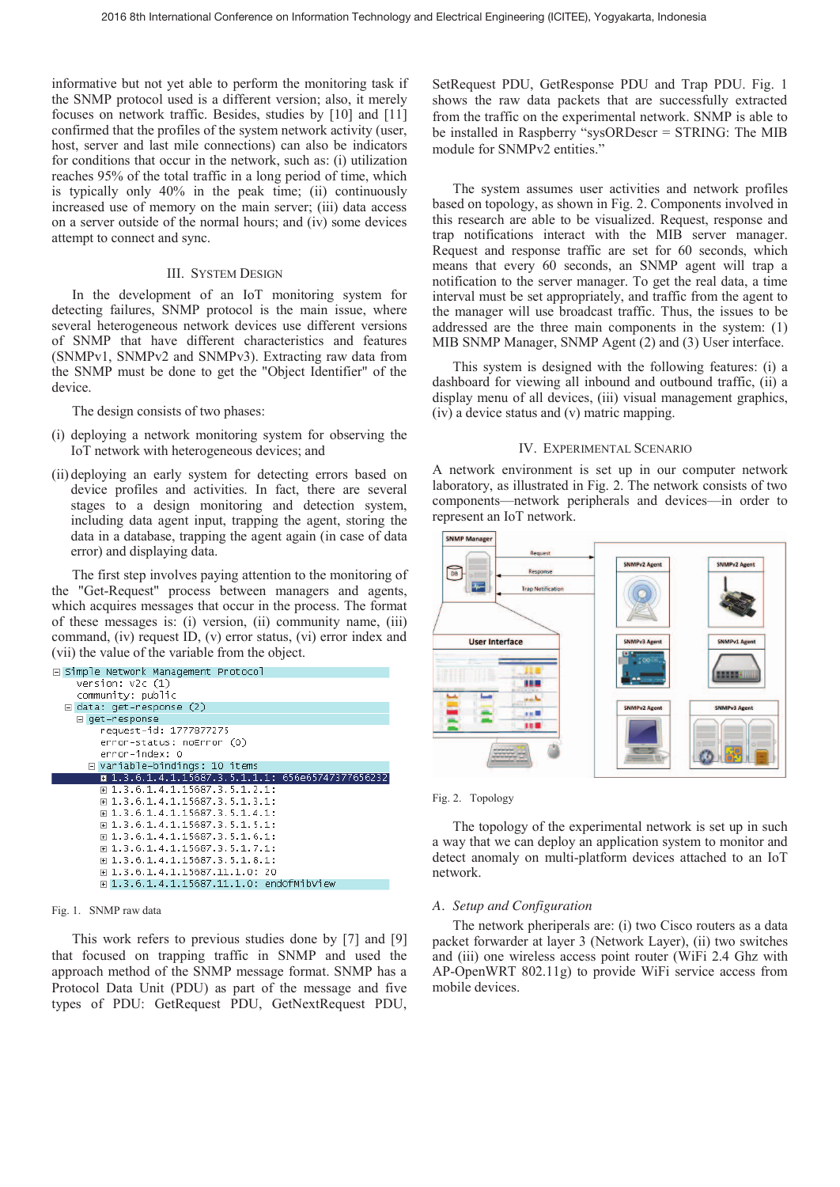informative but not yet able to perform the monitoring task if the SNMP protocol used is a different version; also, it merely focuses on network traffic. Besides, studies by [10] and [11] confirmed that the profiles of the system network activity (user, host, server and last mile connections) can also be indicators for conditions that occur in the network, such as: (i) utilization reaches 95% of the total traffic in a long period of time, which is typically only 40% in the peak time; (ii) continuously increased use of memory on the main server; (iii) data access on a server outside of the normal hours; and (iv) some devices attempt to connect and sync.

## III. System Design

In the development of an IoT monitoring system for detecting failures, SNMP protocol is the main issue, where several heterogeneous network devices use different versions of SNMP that have different characteristics and features (SNMPv1, SNMPv2 and SNMPv3). Extracting raw data from the SNMP must be done to get the "Object Identifier" of the device.

The design consists of two phases:

(i) deploying a network monitoring system for observing the IoT network with heterogeneous devices; and

(ii) deploying an early system for detecting errors based on device profiles and activities. In fact, there are several stages to a design monitoring and detection system, including data agent input, trapping the agent, storing the data in a database, trapping the agent again (in case of data error) and displaying data.

The first step involves paying attention to the monitoring of the "Get-Request" process between managers and agents, which acquires messages that occur in the process. The format of these messages is: (i) version, (ii) community name, (iii) command, (iv) request ID, (v) error status, (vi) error index and (vii) the value of the variable from the object.

```
⊟ Simple Network Management Protocol
    version: v2c (1)
    community: public
  ⊟ data: get-response (2)
    ⊟ get-response
        request-id: 1777877275
        error-status: noError (0)
        error-index: 0
      ⊟ variable-bindings: 10 items
        ⊞ 1.3.6.1.4.1.15687.3.5.1.1.1: 656e65747377656232
        ⊞ 1.3.6.1.4.1.15687.3.5.1.2.1:
        ⊞ 1.3.6.1.4.1.15687.3.5.1.3.1:
        ⊞ 1.3.6.1.4.1.15687.3.5.1.4.1:
        ⊞ 1.3.6.1.4.1.15687.3.5.1.5.1:
        ⊞ 1.3.6.1.4.1.15687.3.5.1.6.1:
        ⊞ 1.3.6.1.4.1.15687.3.5.1.7.1:
        ⊞ 1.3.6.1.4.1.15687.3.5.1.8.1:
        ⊞ 1.3.6.1.4.1.15687.11.1.0: 20
        ⊞ 1.3.6.1.4.1.15687.11.1.0: endOfMibView
```

Fig. 1. SNMP raw data

This work refers to previous studies done by [7] and [9] that focused on trapping traffic in SNMP and used the approach method of the SNMP message format. SNMP has a Protocol Data Unit (PDU) as part of the message and five types of PDU: GetRequest PDU, GetNextRequest PDU, SetRequest PDU, GetResponse PDU and Trap PDU. Fig. 1 shows the raw data packets that are successfully extracted from the traffic on the experimental network. SNMP is able to be installed in Raspberry "sysORDescr = STRING: The MIB module for SNMPv2 entities."

The system assumes user activities and network profiles based on topology, as shown in Fig. 2. Components involved in this research are able to be visualized. Request, response and trap notifications interact with the MIB server manager. Request and response traffic are set for 60 seconds, which means that every 60 seconds, an SNMP agent will trap a notification to the server manager. To get the real data, a time interval must be set appropriately, and traffic from the agent to the manager will use broadcast traffic. Thus, the issues to be addressed are the three main components in the system: (1) MIB SNMP Manager, SNMP Agent (2) and (3) User interface.

This system is designed with the following features: (i) a dashboard for viewing all inbound and outbound traffic, (ii) a display menu of all devices, (iii) visual management graphics, (iv) a device status and (v) matric mapping.

## IV. Experimental Scenario

A network environment is set up in our computer network laboratory, as illustrated in Fig. 2. The network consists of two components—network peripherals and devices—in order to represent an IoT network.

Fig. 2. Topology

The topology of the experimental network is set up in such a way that we can deploy an application system to monitor and detect anomaly on multi-platform devices attached to an IoT network.

### A. Setup and Configuration

The network pheriperals are: (i) two Cisco routers as a data packet forwarder at layer 3 (Network Layer), (ii) two switches and (iii) one wireless access point router (WiFi 2.4 Ghz with AP-OpenWRT 802.11g) to provide WiFi service access from mobile devices.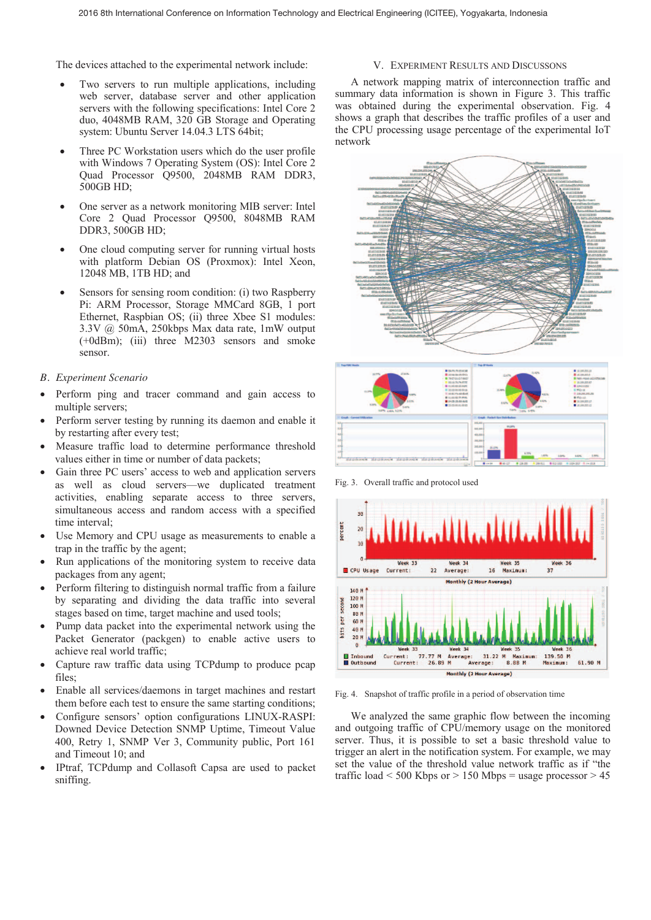The devices attached to the experimental network include:

- Two servers to run multiple applications, including web server, database server and other application servers with the following specifications: Intel Core 2 duo, 4048MB RAM, 320 GB Storage and Operating system: Ubuntu Server 14.04.3 LTS 64bit;
- Three PC Workstation users which do the user profile with Windows 7 Operating System (OS): Intel Core 2 Quad Processor Q9500, 2048MB RAM DDR3, 500GB HD;
- One server as a network monitoring MIB server: Intel Core 2 Quad Processor Q9500, 8048MB RAM DDR3, 500GB HD;
- One cloud computing server for running virtual hosts with platform Debian OS (Proxmox): Intel Xeon, 12048 MB, 1TB HD; and
- Sensors for sensing room condition: (i) two Raspberry Pi: ARM Processor, Storage MMCard 8GB, 1 port Ethernet, Raspbian OS; (ii) three Xbee S1 modules: 3.3V @ 50mA, 250kbps Max data rate, 1mW output (+0dBm); (iii) three M2303 sensors and smoke sensor.

### *B. Experiment Scenario*

- Perform ping and tracer command and gain access to multiple servers;
- Perform server testing by running its daemon and enable it by restarting after every test;
- Measure traffic load to determine performance threshold values either in time or number of data packets;
- Gain three PC users' access to web and application servers as well as cloud servers—we duplicated treatment activities, enabling separate access to three servers, simultaneous access and random access with a specified time interval;
- Use Memory and CPU usage as measurements to enable a trap in the traffic by the agent;
- Run applications of the monitoring system to receive data packages from any agent;
- Perform filtering to distinguish normal traffic from a failure by separating and dividing the data traffic into several stages based on time, target machine and used tools;
- Pump data packet into the experimental network using the Packet Generator (packgen) to enable active users to achieve real world traffic;
- Capture raw traffic data using TCPdump to produce pcap files;
- Enable all services/daemons in target machines and restart them before each test to ensure the same starting conditions;
- Configure sensors' option configurations LINUX-RASPI: Downed Device Detection SNMP Uptime, Timeout Value 400, Retry 1, SNMP Ver 3, Community public, Port 161 and Timeout 10; and
- IPtraf, TCPdump and Collasoft Capsa are used to packet sniffing.

## V. Experiment Results and Discussions

A network mapping matrix of interconnection traffic and summary data information is shown in Figure 3. This traffic was obtained during the experimental observation. Fig. 4 shows a graph that describes the traffic profiles of a user and the CPU processing usage percentage of the experimental IoT network

Fig. 3. Overall traffic and protocol used

Fig. 4. Snapshot of traffic profile in a period of observation time

We analyzed the same graphic flow between the incoming and outgoing traffic of CPU/memory usage on the monitored server. Thus, it is possible to set a basic threshold value to trigger an alert in the notification system. For example, we may set the value of the threshold value network traffic as if "the traffic load < 500 Kbps or > 150 Mbps = usage processor > 45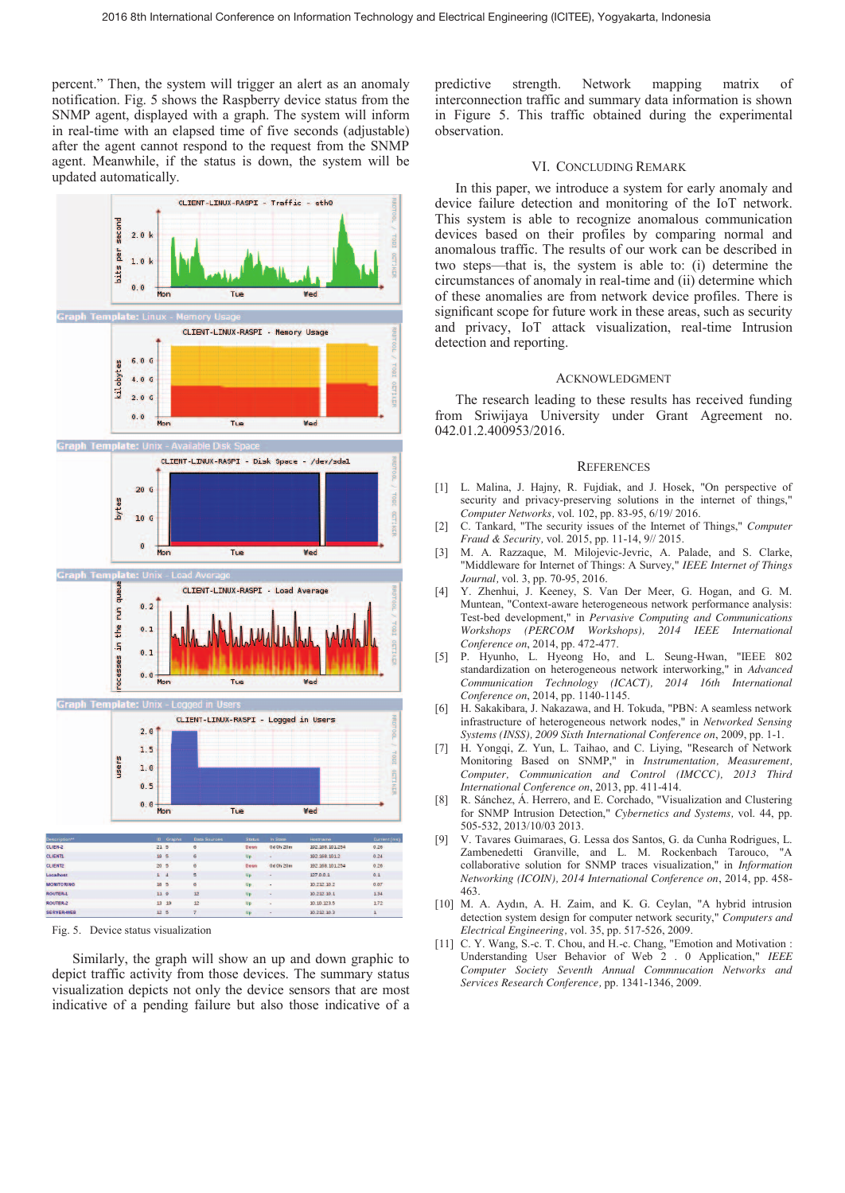percent." Then, the system will trigger an alert as an anomaly notification. Fig. 5 shows the Raspberry device status from the SNMP agent, displayed with a graph. The system will inform in real-time with an elapsed time of five seconds (adjustable) after the agent cannot respond to the request from the SNMP agent. Meanwhile, if the status is down, the system will be updated automatically.

CLIENT-LINUX-RASPI - Traffic - eth0

bits per second

2.0 k

1.0 k

0.0

Mon Tue Wed

Graph Template: Linux - Memory Usage

CLIENT-LINUX-RASPI - Memory Usage

kilobytes

6.0 G

4.0 G

2.0 G

0.0

Mon Tue Wed

Graph Template: Unix - Available Disk Space

CLIENT-LINUX-RASPI - Disk Space - /dev/sda1

bytes

20 G

10 G

0

Mon Tue Wed

Graph Template: Unix - Load Average

CLIENT-LINUX-RASPI - Load Average

processes in the run queue

0.2

0.1

0.1

0.0

Mon Tue Wed

Graph Template: Unix - Logged in Users

CLIENT-LINUX-RASPI - Logged in Users

users

2.0

1.5

1.0

0.5

0.0

Mon Tue Wed

| Description | ID | Graphs | Data Sources | Status | In State | Hostname | Current (ms) |
|---|---|---|---|---|---|---|---|
| CLIEN-2 | 21 | 5 | 6 | Down | 0d 0h 20m | 192.168.101.254 | 0.26 |
| CLIENT1 | 19 | 5 | 6 | Up | - | 192.168.101.2 | 0.24 |
| CLIENT2 | 20 | 5 | 6 | Down | 0d 0h 20m | 192.168.101.254 | 0.26 |
| Localhost | 1 | 4 | 5 | Up | - | 127.0.0.1 | 0.1 |
| MONITORING | 18 | 5 | 6 | Up | - | 10.232.10.2 | 0.07 |
| ROUTER-1 | 11 | 6 | 12 | Up | - | 10.232.10.1 | 1.34 |
| ROUTER-2 | 13 | 10 | 12 | Up | - | 10.10.123.5 | 1.72 |
| SERVER-WEB | 14 | 5 | 7 | Up | - | 10.232.10.3 | 1 |

Fig. 5. Device status visualization

Similarly, the graph will show an up and down graphic to depict traffic activity from those devices. The summary status visualization depicts not only the device sensors that are most indicative of a pending failure but also those indicative of a predictive strength. Network mapping matrix of interconnection traffic and summary data information is shown in Figure 5. This traffic obtained during the experimental observation.

## VI. Concluding Remark

In this paper, we introduce a system for early anomaly and device failure detection and monitoring of the IoT network. This system is able to recognize anomalous communication devices based on their profiles by comparing normal and anomalous traffic. The results of our work can be described in two steps—that is, the system is able to: (i) determine the circumstances of anomaly in real-time and (ii) determine which of these anomalies are from network device profiles. There is significant scope for future work in these areas, such as security and privacy, IoT attack visualization, real-time Intrusion detection and reporting.

## Acknowledgment

The research leading to these results has received funding from Sriwijaya University under Grant Agreement no. 042.01.2.400953/2016.

## References

[1] L. Malina, J. Hajny, R. Fujdiak, and J. Hosek, "On perspective of security and privacy-preserving solutions in the internet of things," *Computer Networks*, vol. 102, pp. 83-95, 6/19/ 2016.

[2] C. Tankard, "The security issues of the Internet of Things," *Computer Fraud & Security*, vol. 2015, pp. 11-14, 9// 2015.

[3] M. A. Razzaque, M. Milojevic-Jevric, A. Palade, and S. Clarke, "Middleware for Internet of Things: A Survey," *IEEE Internet of Things Journal*, vol. 3, pp. 70-95, 2016.

[4] Y. Zhenhui, J. Keeney, S. Van Der Meer, G. Hogan, and G. M. Muntean, "Context-aware heterogeneous network performance analysis: Test-bed development," in *Pervasive Computing and Communications Workshops (PERCOM Workshops), 2014 IEEE International Conference on*, 2014, pp. 472-477.

[5] P. Hyunho, J. Hyeong Ho, and L. Seung-Hwan, "IEEE 802 standardization on heterogeneous network interworking," in *Advanced Communication Technology (ICACT), 2014 16th International Conference on*, 2014, pp. 1140-1145.

[6] H. Sakakibara, J. Nakazawa, and H. Tokuda, "PBN: A seamless network infrastructure of heterogeneous network nodes," in *Networked Sensing Systems (INSS), 2009 Sixth International Conference on*, 2009, pp. 1-1.

[7] H. Yongqi, Z. Yun, L. Taihao, and C. Liying, "Research of Network Monitoring Based on SNMP," in *Instrumentation, Measurement, Computer, Communication and Control (IMCCC), 2013 Third International Conference on*, 2013, pp. 411-414.

[8] R. Sánchez, Á. Herrero, and E. Corchado, "Visualization and Clustering for SNMP Intrusion Detection," *Cybernetics and Systems*, vol. 44, pp. 505-532, 2013/10/03 2013.

[9] V. Tavares Guimarães, G. Lessa dos Santos, G. da Cunha Rodrigues, L. Zambenedetti Granville, and L. M. Rockenbach Tarouco, "A collaborative solution for SNMP traces visualization," in *Information Networking (ICOIN), 2014 International Conference on*, 2014, pp. 458-463.

[10] M. A. Aydın, A. H. Zaim, and K. G. Ceylan, "A hybrid intrusion detection system design for computer network security," *Computers and Electrical Engineering*, vol. 35, pp. 517-526, 2009.

[11] C. Y. Wang, S.-c. T. Chou, and H.-c. Chang, "Emotion and Motivation : Understanding User Behavior of Web 2 . 0 Application," *IEEE Computer Society Seventh Annual Commnuncation Networks and Services Research Conference*, pp. 1341-1346, 2009.